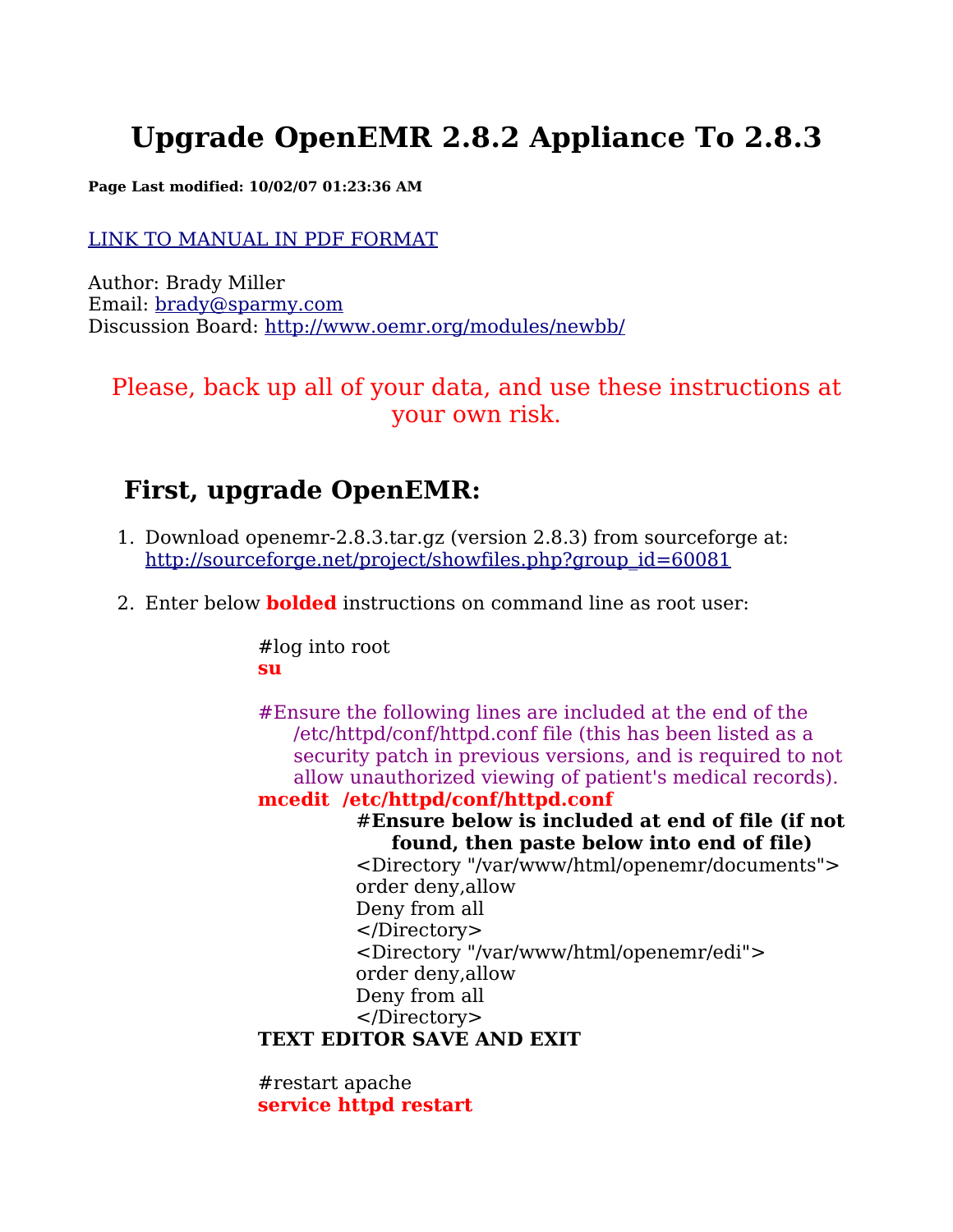# Upgrade OpenEMR 2.8.2 Appliance To 2.8.3

**Page Last modified: 10/02/07 01:23:36 AM**

[LINK TO MANUAL IN PDF FORMAT]()

Author: Brady Miller
Email: [brady@sparmy.com](mailto:brady@sparmy.com)
Discussion Board: [http://www.oemr.org/modules/newbb/](http://www.oemr.org/modules/newbb/)

Please, back up all of your data, and use these instructions at your own risk.

## First, upgrade OpenEMR:

1. Download openemr-2.8.3.tar.gz (version 2.8.3) from sourceforge at: [http://sourceforge.net/project/showfiles.php?group_id=60081](http://sourceforge.net/project/showfiles.php?group_id=60081)

2. Enter below **bolded** instructions on command line as root user:

   #log into root
   **su**

   #Ensure the following lines are included at the end of the /etc/httpd/conf/httpd.conf file (this has been listed as a security patch in previous versions, and is required to not allow unauthorized viewing of patient's medical records).
   **mcedit /etc/httpd/conf/httpd.conf**

   > **#Ensure below is included at end of file (if not found, then paste below into end of file)**
   > ```
   > <Directory "/var/www/html/openemr/documents">
   > order deny,allow
   > Deny from all
   > </Directory>
   > <Directory "/var/www/html/openemr/edi">
   > order deny,allow
   > Deny from all
   > </Directory>
   > ```

   **TEXT EDITOR SAVE AND EXIT**

   #restart apache
   **service httpd restart**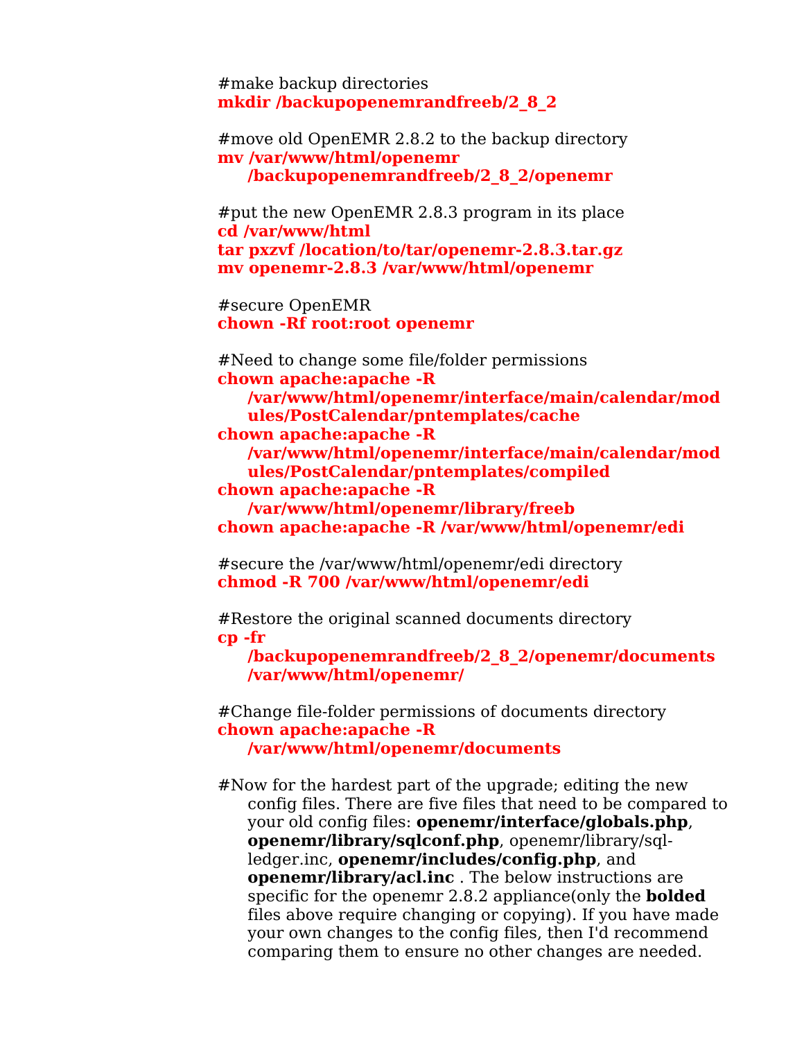#make backup directories
**mkdir /backupopenemrandfreeb/2_8_2**

#move old OpenEMR 2.8.2 to the backup directory
**mv /var/www/html/openemr /backupopenemrandfreeb/2_8_2/openemr**

#put the new OpenEMR 2.8.3 program in its place
**cd /var/www/html**
**tar pxzvf /location/to/tar/openemr-2.8.3.tar.gz**
**mv openemr-2.8.3 /var/www/html/openemr**

#secure OpenEMR
**chown -Rf root:root openemr**

#Need to change some file/folder permissions
**chown apache:apache -R /var/www/html/openemr/interface/main/calendar/modules/PostCalendar/pntemplates/cache**
**chown apache:apache -R /var/www/html/openemr/interface/main/calendar/modules/PostCalendar/pntemplates/compiled**
**chown apache:apache -R /var/www/html/openemr/library/freeb**
**chown apache:apache -R /var/www/html/openemr/edi**

#secure the /var/www/html/openemr/edi directory
**chmod -R 700 /var/www/html/openemr/edi**

#Restore the original scanned documents directory
**cp -fr /backupopenemrandfreeb/2_8_2/openemr/documents /var/www/html/openemr/**

#Change file-folder permissions of documents directory
**chown apache:apache -R /var/www/html/openemr/documents**

#Now for the hardest part of the upgrade; editing the new config files. There are five files that need to be compared to your old config files: **openemr/interface/globals.php**, **openemr/library/sqlconf.php**, openemr/library/sql-ledger.inc, **openemr/includes/config.php**, and **openemr/library/acl.inc** . The below instructions are specific for the openemr 2.8.2 appliance(only the **bolded** files above require changing or copying). If you have made your own changes to the config files, then I'd recommend comparing them to ensure no other changes are needed.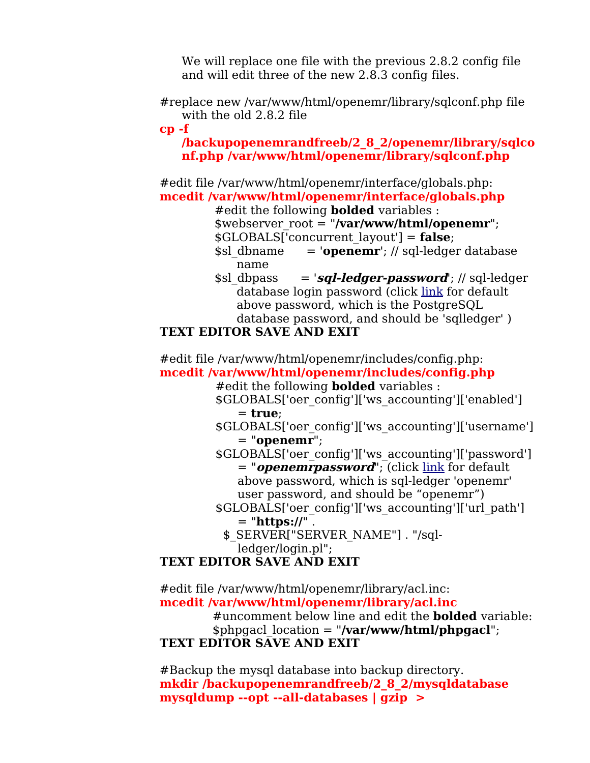We will replace one file with the previous 2.8.2 config file and will edit three of the new 2.8.3 config files.

#replace new /var/www/html/openemr/library/sqlconf.php file with the old 2.8.2 file
**cp -f /backupopenemrandfreeb/2_8_2/openemr/library/sqlconf.php /var/www/html/openemr/library/sqlconf.php**

#edit file /var/www/html/openemr/interface/globals.php:
**mcedit /var/www/html/openemr/interface/globals.php**

#edit the following **bolded** variables :
$webserver_root = "**/var/www/html/openemr**";
$GLOBALS['concurrent_layout'] = **false**;
$sl_dbname      = '**openemr**'; // sql-ledger database name
$sl_dbpass      = '***sql-ledger-password***'; // sql-ledger database login password (click link for default above password, which is the PostgreSQL database password, and should be 'sqlledger' )

**TEXT EDITOR SAVE AND EXIT**

#edit file /var/www/html/openemr/includes/config.php:
**mcedit /var/www/html/openemr/includes/config.php**

#edit the following **bolded** variables :
$GLOBALS['oer_config']['ws_accounting']['enabled'] = **true**;
$GLOBALS['oer_config']['ws_accounting']['username'] = "**openemr**";
$GLOBALS['oer_config']['ws_accounting']['password'] = "***openemrpassword***"; (click link for default above password, which is sql-ledger 'openemr' user password, and should be "openemr")
$GLOBALS['oer_config']['ws_accounting']['url_path'] = "**https://**" .
$_SERVER["SERVER_NAME"] . "/sql-ledger/login.pl";

**TEXT EDITOR SAVE AND EXIT**

#edit file /var/www/html/openemr/library/acl.inc:
**mcedit /var/www/html/openemr/library/acl.inc**

#uncomment below line and edit the **bolded** variable:
$phpgacl_location = "**/var/www/html/phpgacl**";

**TEXT EDITOR SAVE AND EXIT**

#Backup the mysql database into backup directory.
**mkdir /backupopenemrandfreeb/2_8_2/mysqldatabase**
**mysqldump --opt --all-databases | gzip >**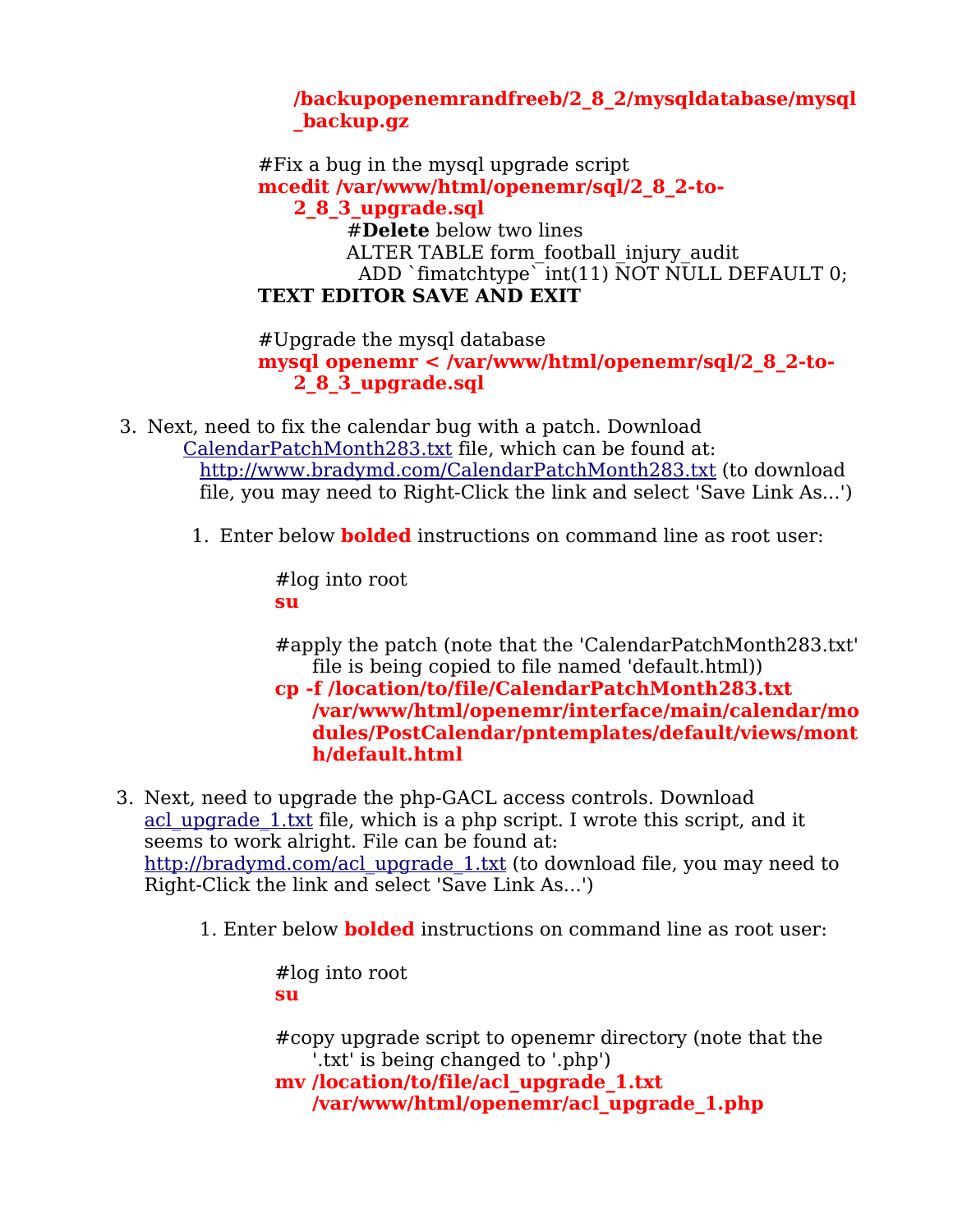**/backupopenemrandfreeb/2_8_2/mysqldatabase/mysql_backup.gz**

#Fix a bug in the mysql upgrade script

**mcedit /var/www/html/openemr/sql/2_8_2-to-2_8_3_upgrade.sql**

#**Delete** below two lines

ALTER TABLE form_football_injury_audit
ADD `fimatchtype` int(11) NOT NULL DEFAULT 0;

**TEXT EDITOR SAVE AND EXIT**

#Upgrade the mysql database

**mysql openemr < /var/www/html/openemr/sql/2_8_2-to-2_8_3_upgrade.sql**

3. Next, need to fix the calendar bug with a patch. Download CalendarPatchMonth283.txt file, which can be found at: http://www.bradymd.com/CalendarPatchMonth283.txt (to download file, you may need to Right-Click the link and select 'Save Link As...')

   1. Enter below **bolded** instructions on command line as root user:

      #log into root

      **su**

      #apply the patch (note that the 'CalendarPatchMonth283.txt' file is being copied to file named 'default.html))

      **cp -f /location/to/file/CalendarPatchMonth283.txt /var/www/html/openemr/interface/main/calendar/modules/PostCalendar/pntemplates/default/views/month/default.html**

3. Next, need to upgrade the php-GACL access controls. Download acl_upgrade_1.txt file, which is a php script. I wrote this script, and it seems to work alright. File can be found at: http://bradymd.com/acl_upgrade_1.txt (to download file, you may need to Right-Click the link and select 'Save Link As...')

   1. Enter below **bolded** instructions on command line as root user:

      #log into root

      **su**

      #copy upgrade script to openemr directory (note that the '.txt' is being changed to '.php')

      **mv /location/to/file/acl_upgrade_1.txt /var/www/html/openemr/acl_upgrade_1.php**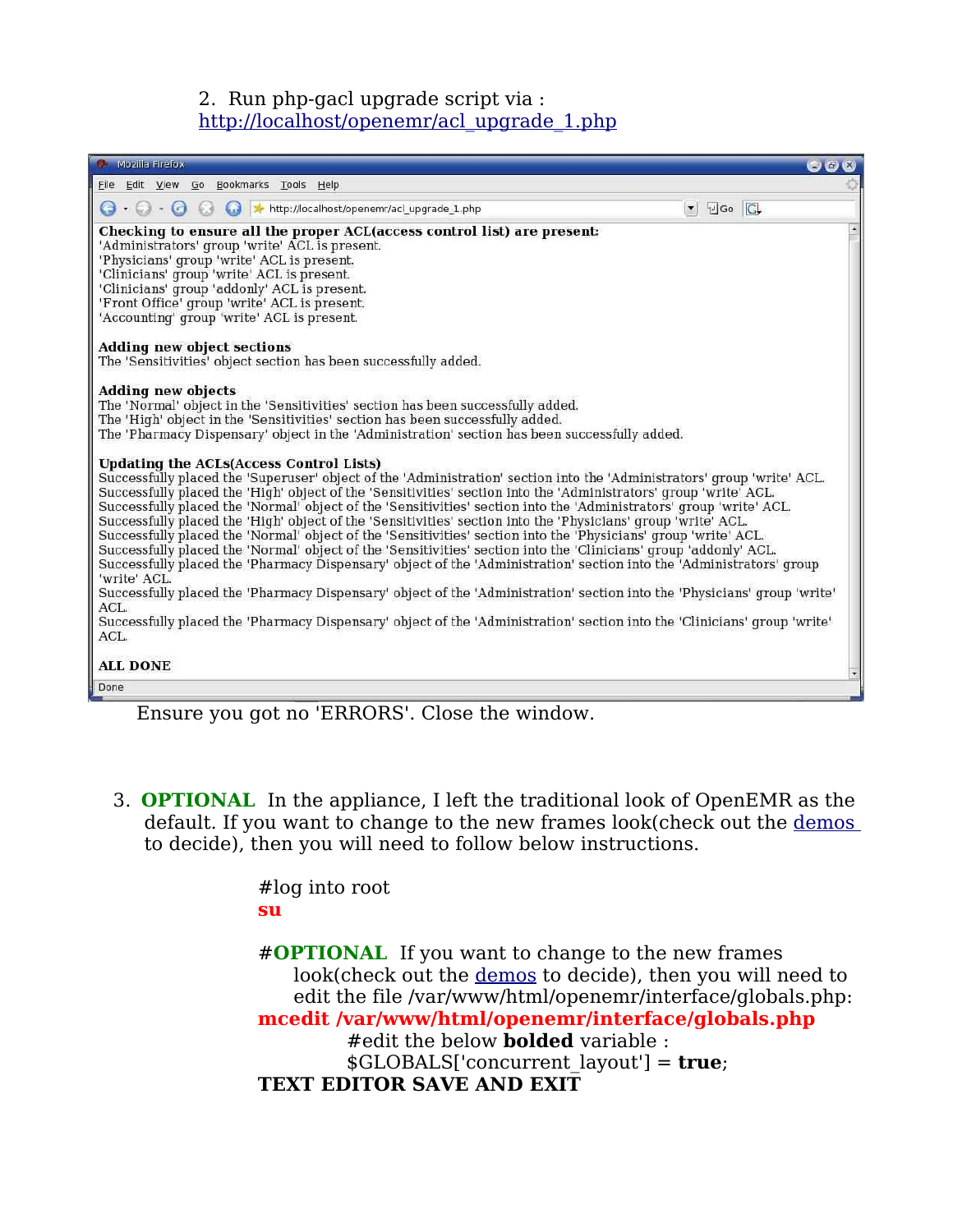2. Run php-gacl upgrade script via : [http://localhost/openemr/acl_upgrade_1.php](http://localhost/openemr/acl_upgrade_1.php)

Mozilla Firefox

File Edit View Go Bookmarks Tools Help

http://localhost/openemr/acl_upgrade_1.php

**Checking to ensure all the proper ACL(access control list) are present:**
'Administrators' group 'write' ACL is present.
'Physicians' group 'write' ACL is present.
'Clinicians' group 'write' ACL is present.
'Clinicians' group 'addonly' ACL is present.
'Front Office' group 'write' ACL is present.
'Accounting' group 'write' ACL is present.

**Adding new object sections**
The 'Sensitivities' object section has been successfully added.

**Adding new objects**
The 'Normal' object in the 'Sensitivities' section has been successfully added.
The 'High' object in the 'Sensitivities' section has been successfully added.
The 'Pharmacy Dispensary' object in the 'Administration' section has been successfully added.

**Updating the ACLs(Access Control Lists)**
Successfully placed the 'Superuser' object of the 'Administration' section into the 'Administrators' group 'write' ACL.
Successfully placed the 'High' object of the 'Sensitivities' section into the 'Administrators' group 'write' ACL.
Successfully placed the 'Normal' object of the 'Sensitivities' section into the 'Administrators' group 'write' ACL.
Successfully placed the 'High' object of the 'Sensitivities' section into the 'Physicians' group 'write' ACL.
Successfully placed the 'Normal' object of the 'Sensitivities' section into the 'Physicians' group 'write' ACL.
Successfully placed the 'Normal' object of the 'Sensitivities' section into the 'Clinicians' group 'addonly' ACL.
Successfully placed the 'Pharmacy Dispensary' object of the 'Administration' section into the 'Administrators' group 'write' ACL.
Successfully placed the 'Pharmacy Dispensary' object of the 'Administration' section into the 'Physicians' group 'write' ACL.
Successfully placed the 'Pharmacy Dispensary' object of the 'Administration' section into the 'Clinicians' group 'write' ACL.

**ALL DONE**

Done

Ensure you got no 'ERRORS'. Close the window.

3. **OPTIONAL** In the appliance, I left the traditional look of OpenEMR as the default. If you want to change to the new frames look(check out the demos to decide), then you will need to follow below instructions.

#log into root
**su**

#**OPTIONAL** If you want to change to the new frames look(check out the demos to decide), then you will need to edit the file /var/www/html/openemr/interface/globals.php:
**mcedit /var/www/html/openemr/interface/globals.php**
#edit the below **bolded** variable :
$GLOBALS['concurrent_layout'] = **true**;
**TEXT EDITOR SAVE AND EXIT**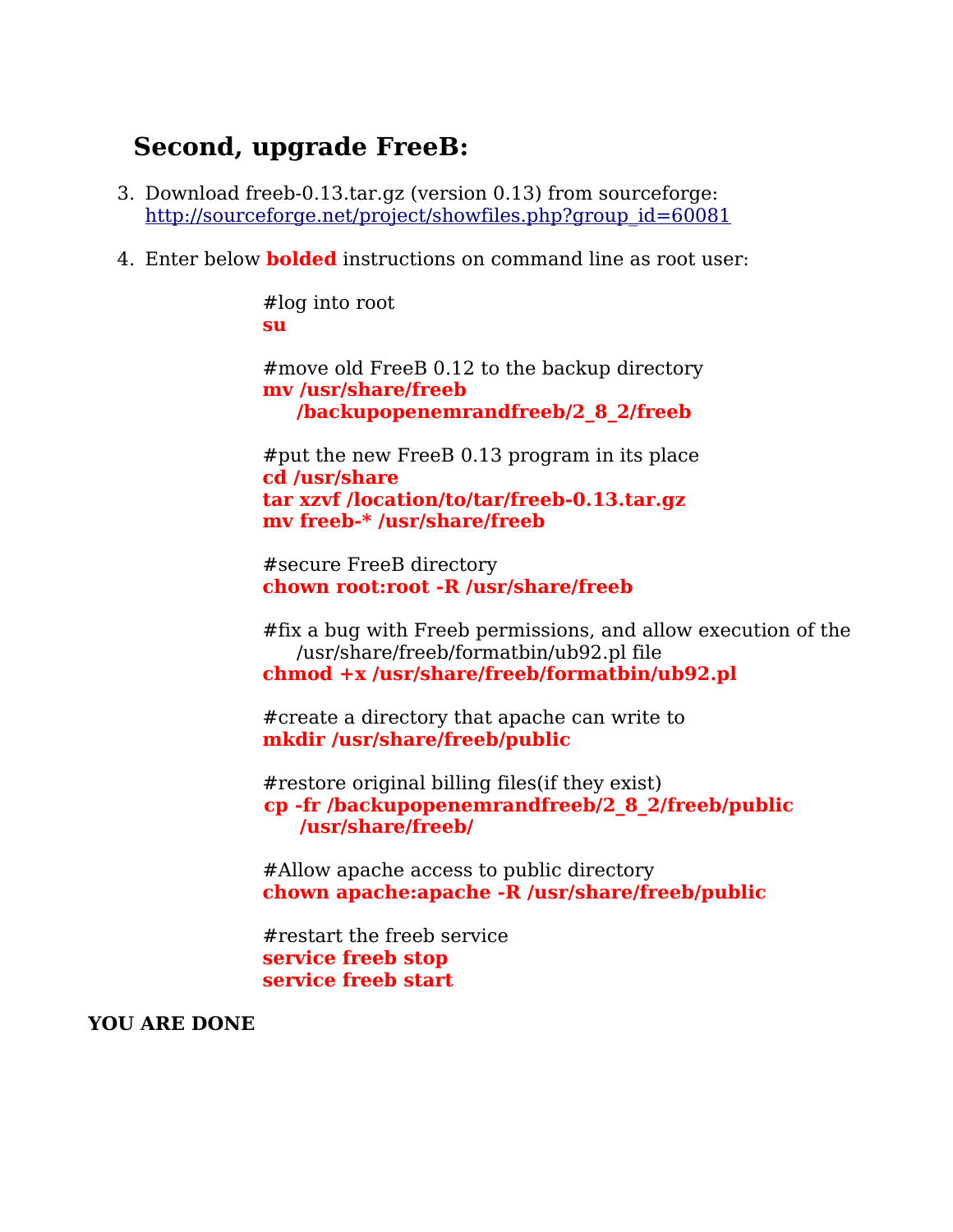## Second, upgrade FreeB:

3. Download freeb-0.13.tar.gz (version 0.13) from sourceforge: [http://sourceforge.net/project/showfiles.php?group_id=60081](http://sourceforge.net/project/showfiles.php?group_id=60081)

4. Enter below **bolded** instructions on command line as root user:

   #log into root
   **su**

   #move old FreeB 0.12 to the backup directory
   **mv /usr/share/freeb /backupopenemrandfreeb/2_8_2/freeb**

   #put the new FreeB 0.13 program in its place
   **cd /usr/share**
   **tar xzvf /location/to/tar/freeb-0.13.tar.gz**
   **mv freeb-* /usr/share/freeb**

   #secure FreeB directory
   **chown root:root -R /usr/share/freeb**

   #fix a bug with Freeb permissions, and allow execution of the /usr/share/freeb/formatbin/ub92.pl file
   **chmod +x /usr/share/freeb/formatbin/ub92.pl**

   #create a directory that apache can write to
   **mkdir /usr/share/freeb/public**

   #restore original billing files(if they exist)
   **cp -fr /backupopenemrandfreeb/2_8_2/freeb/public /usr/share/freeb/**

   #Allow apache access to public directory
   **chown apache:apache -R /usr/share/freeb/public**

   #restart the freeb service
   **service freeb stop**
   **service freeb start**

**YOU ARE DONE**